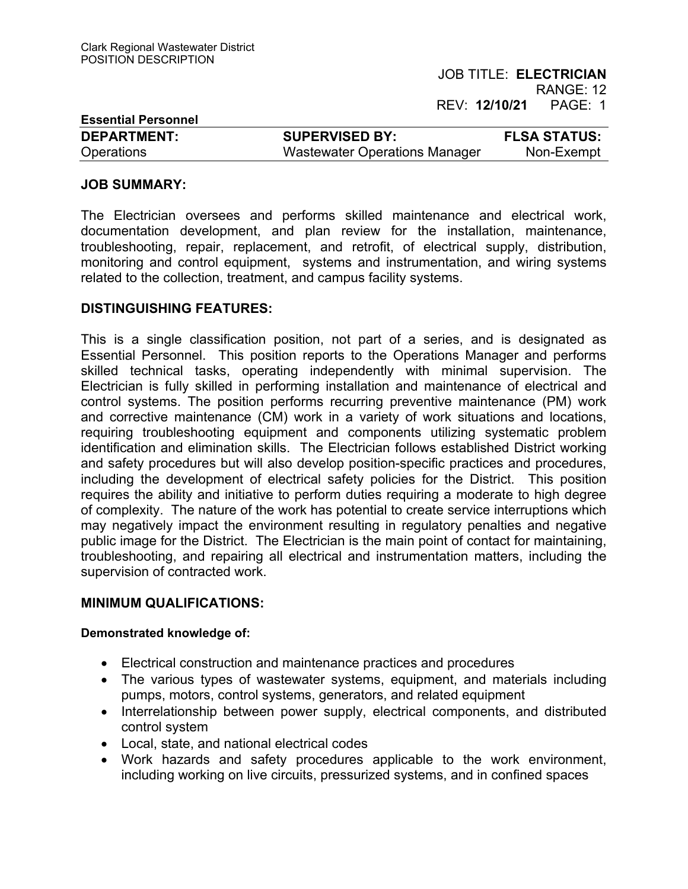Clark Regional Wastewater District
POSITION DESCRIPTION

JOB TITLE: **ELECTRICIAN**
RANGE: 12
REV: **12/10/21**

**Essential Personnel**

| DEPARTMENT: | SUPERVISED BY: | FLSA STATUS: |
| --- | --- | --- |
| Operations | Wastewater Operations Manager | Non-Exempt |

## JOB SUMMARY:

The Electrician oversees and performs skilled maintenance and electrical work, documentation development, and plan review for the installation, maintenance, troubleshooting, repair, replacement, and retrofit, of electrical supply, distribution, monitoring and control equipment, systems and instrumentation, and wiring systems related to the collection, treatment, and campus facility systems.

## DISTINGUISHING FEATURES:

This is a single classification position, not part of a series, and is designated as Essential Personnel. This position reports to the Operations Manager and performs skilled technical tasks, operating independently with minimal supervision. The Electrician is fully skilled in performing installation and maintenance of electrical and control systems. The position performs recurring preventive maintenance (PM) work and corrective maintenance (CM) work in a variety of work situations and locations, requiring troubleshooting equipment and components utilizing systematic problem identification and elimination skills. The Electrician follows established District working and safety procedures but will also develop position-specific practices and procedures, including the development of electrical safety policies for the District. This position requires the ability and initiative to perform duties requiring a moderate to high degree of complexity. The nature of the work has potential to create service interruptions which may negatively impact the environment resulting in regulatory penalties and negative public image for the District. The Electrician is the main point of contact for maintaining, troubleshooting, and repairing all electrical and instrumentation matters, including the supervision of contracted work.

## MINIMUM QUALIFICATIONS:

**Demonstrated knowledge of:**

- Electrical construction and maintenance practices and procedures
- The various types of wastewater systems, equipment, and materials including pumps, motors, control systems, generators, and related equipment
- Interrelationship between power supply, electrical components, and distributed control system
- Local, state, and national electrical codes
- Work hazards and safety procedures applicable to the work environment, including working on live circuits, pressurized systems, and in confined spaces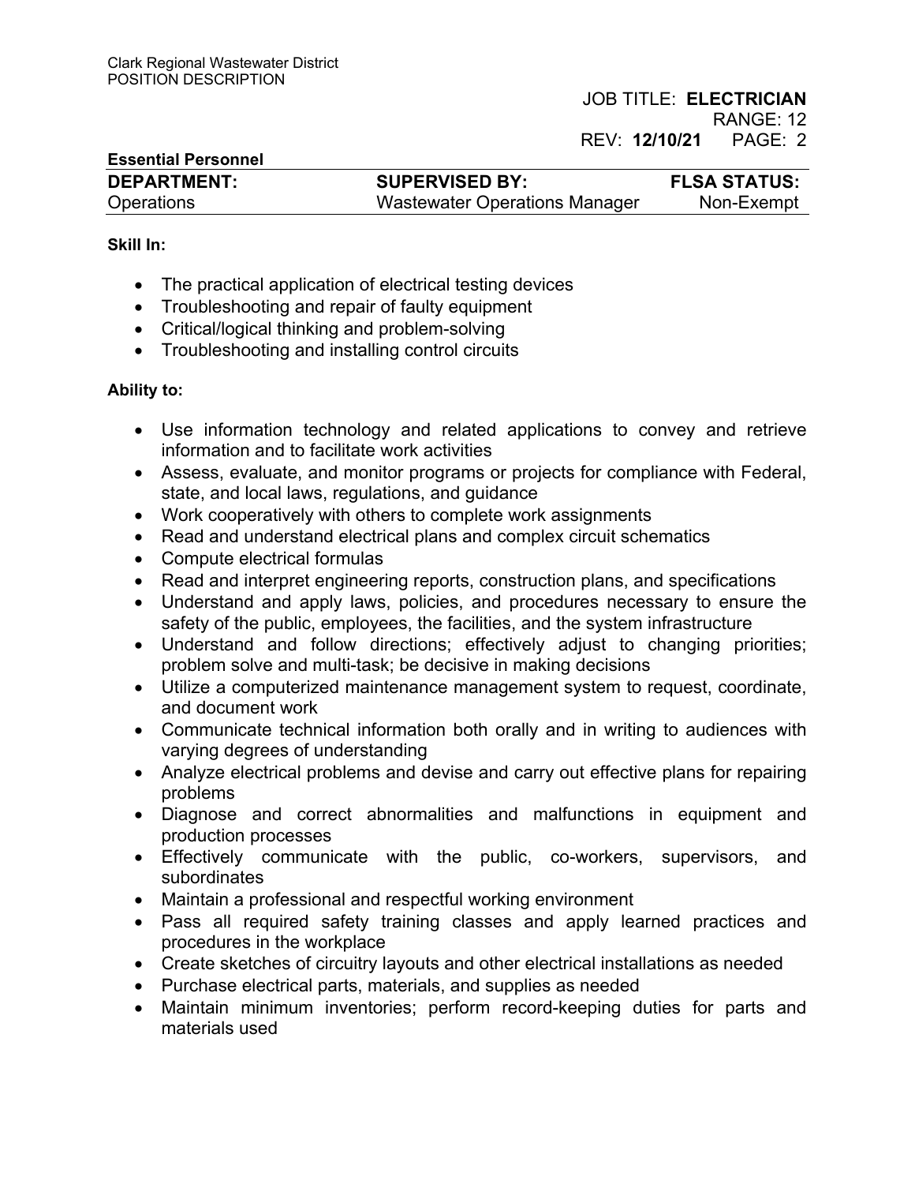**Skill In:**

- The practical application of electrical testing devices
- Troubleshooting and repair of faulty equipment
- Critical/logical thinking and problem-solving
- Troubleshooting and installing control circuits

**Ability to:**

- Use information technology and related applications to convey and retrieve information and to facilitate work activities
- Assess, evaluate, and monitor programs or projects for compliance with Federal, state, and local laws, regulations, and guidance
- Work cooperatively with others to complete work assignments
- Read and understand electrical plans and complex circuit schematics
- Compute electrical formulas
- Read and interpret engineering reports, construction plans, and specifications
- Understand and apply laws, policies, and procedures necessary to ensure the safety of the public, employees, the facilities, and the system infrastructure
- Understand and follow directions; effectively adjust to changing priorities; problem solve and multi-task; be decisive in making decisions
- Utilize a computerized maintenance management system to request, coordinate, and document work
- Communicate technical information both orally and in writing to audiences with varying degrees of understanding
- Analyze electrical problems and devise and carry out effective plans for repairing problems
- Diagnose and correct abnormalities and malfunctions in equipment and production processes
- Effectively communicate with the public, co-workers, supervisors, and subordinates
- Maintain a professional and respectful working environment
- Pass all required safety training classes and apply learned practices and procedures in the workplace
- Create sketches of circuitry layouts and other electrical installations as needed
- Purchase electrical parts, materials, and supplies as needed
- Maintain minimum inventories; perform record-keeping duties for parts and materials used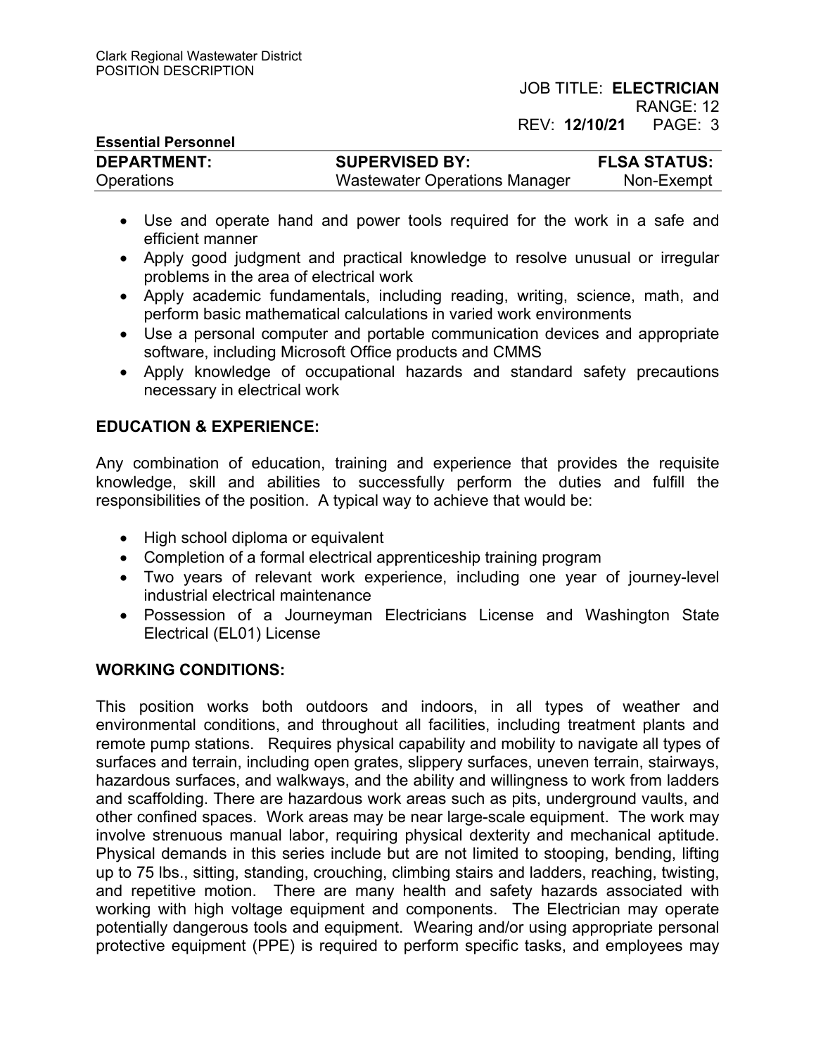- Use and operate hand and power tools required for the work in a safe and efficient manner
- Apply good judgment and practical knowledge to resolve unusual or irregular problems in the area of electrical work
- Apply academic fundamentals, including reading, writing, science, math, and perform basic mathematical calculations in varied work environments
- Use a personal computer and portable communication devices and appropriate software, including Microsoft Office products and CMMS
- Apply knowledge of occupational hazards and standard safety precautions necessary in electrical work

## EDUCATION & EXPERIENCE:

Any combination of education, training and experience that provides the requisite knowledge, skill and abilities to successfully perform the duties and fulfill the responsibilities of the position. A typical way to achieve that would be:

- High school diploma or equivalent
- Completion of a formal electrical apprenticeship training program
- Two years of relevant work experience, including one year of journey-level industrial electrical maintenance
- Possession of a Journeyman Electricians License and Washington State Electrical (EL01) License

## WORKING CONDITIONS:

This position works both outdoors and indoors, in all types of weather and environmental conditions, and throughout all facilities, including treatment plants and remote pump stations. Requires physical capability and mobility to navigate all types of surfaces and terrain, including open grates, slippery surfaces, uneven terrain, stairways, hazardous surfaces, and walkways, and the ability and willingness to work from ladders and scaffolding. There are hazardous work areas such as pits, underground vaults, and other confined spaces. Work areas may be near large-scale equipment. The work may involve strenuous manual labor, requiring physical dexterity and mechanical aptitude. Physical demands in this series include but are not limited to stooping, bending, lifting up to 75 lbs., sitting, standing, crouching, climbing stairs and ladders, reaching, twisting, and repetitive motion. There are many health and safety hazards associated with working with high voltage equipment and components. The Electrician may operate potentially dangerous tools and equipment. Wearing and/or using appropriate personal protective equipment (PPE) is required to perform specific tasks, and employees may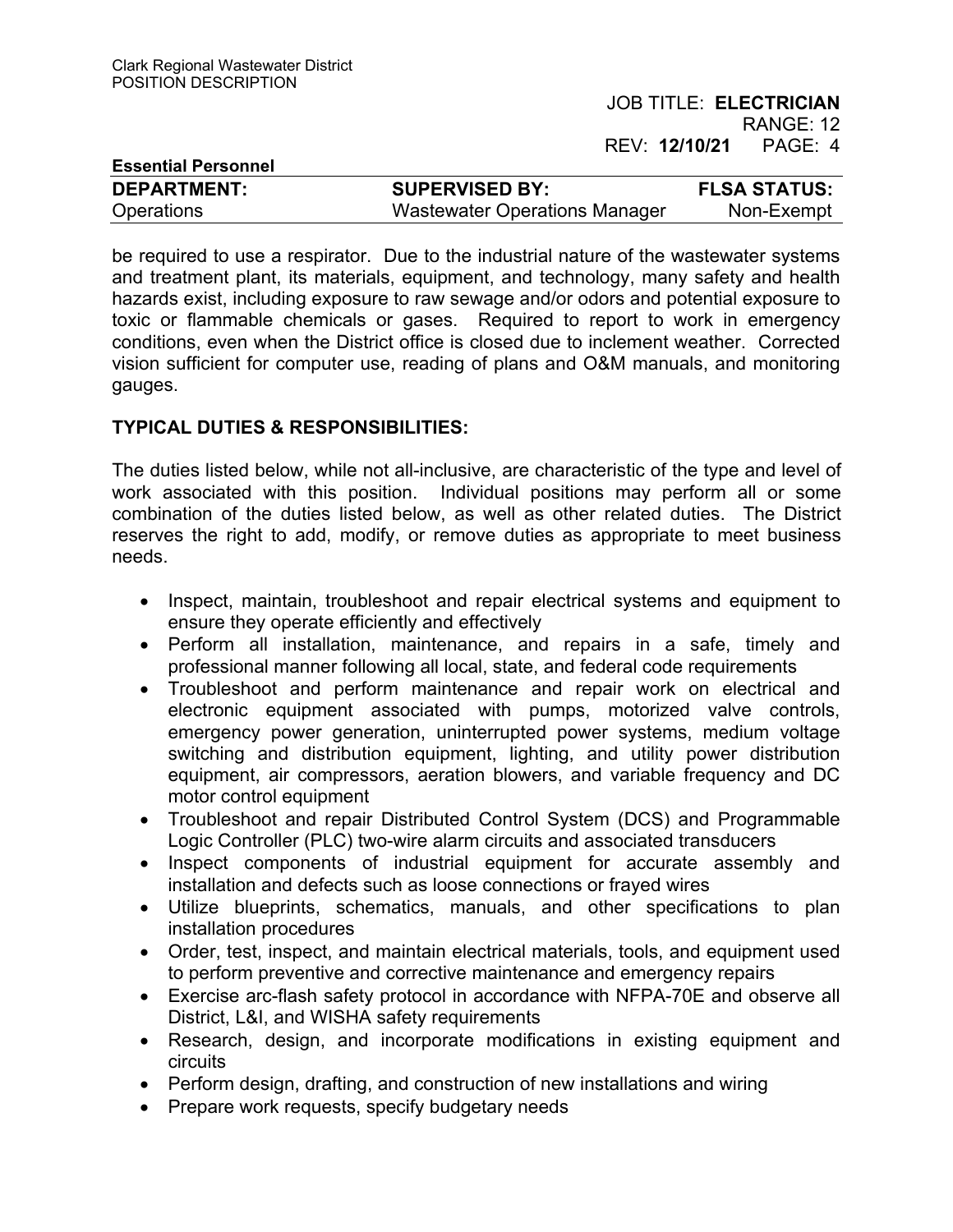be required to use a respirator. Due to the industrial nature of the wastewater systems and treatment plant, its materials, equipment, and technology, many safety and health hazards exist, including exposure to raw sewage and/or odors and potential exposure to toxic or flammable chemicals or gases. Required to report to work in emergency conditions, even when the District office is closed due to inclement weather. Corrected vision sufficient for computer use, reading of plans and O&M manuals, and monitoring gauges.

## TYPICAL DUTIES & RESPONSIBILITIES:

The duties listed below, while not all-inclusive, are characteristic of the type and level of work associated with this position. Individual positions may perform all or some combination of the duties listed below, as well as other related duties. The District reserves the right to add, modify, or remove duties as appropriate to meet business needs.

- Inspect, maintain, troubleshoot and repair electrical systems and equipment to ensure they operate efficiently and effectively
- Perform all installation, maintenance, and repairs in a safe, timely and professional manner following all local, state, and federal code requirements
- Troubleshoot and perform maintenance and repair work on electrical and electronic equipment associated with pumps, motorized valve controls, emergency power generation, uninterrupted power systems, medium voltage switching and distribution equipment, lighting, and utility power distribution equipment, air compressors, aeration blowers, and variable frequency and DC motor control equipment
- Troubleshoot and repair Distributed Control System (DCS) and Programmable Logic Controller (PLC) two-wire alarm circuits and associated transducers
- Inspect components of industrial equipment for accurate assembly and installation and defects such as loose connections or frayed wires
- Utilize blueprints, schematics, manuals, and other specifications to plan installation procedures
- Order, test, inspect, and maintain electrical materials, tools, and equipment used to perform preventive and corrective maintenance and emergency repairs
- Exercise arc-flash safety protocol in accordance with NFPA-70E and observe all District, L&I, and WISHA safety requirements
- Research, design, and incorporate modifications in existing equipment and circuits
- Perform design, drafting, and construction of new installations and wiring
- Prepare work requests, specify budgetary needs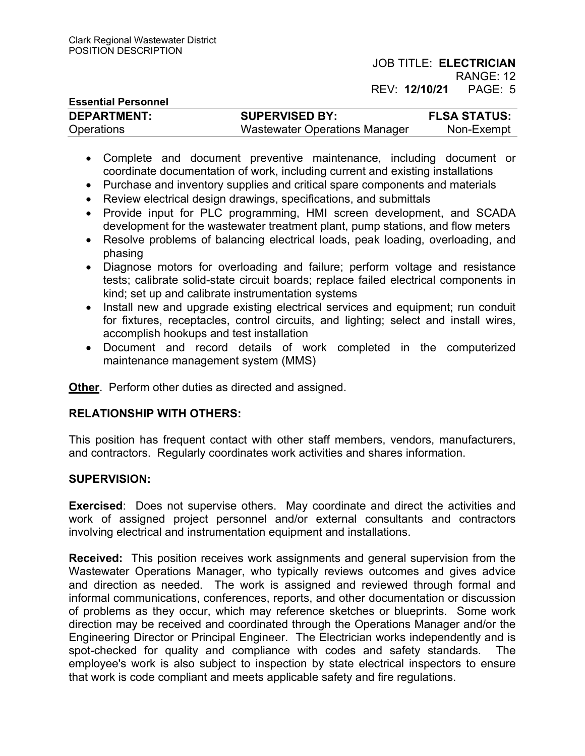- Complete and document preventive maintenance, including document or coordinate documentation of work, including current and existing installations
- Purchase and inventory supplies and critical spare components and materials
- Review electrical design drawings, specifications, and submittals
- Provide input for PLC programming, HMI screen development, and SCADA development for the wastewater treatment plant, pump stations, and flow meters
- Resolve problems of balancing electrical loads, peak loading, overloading, and phasing
- Diagnose motors for overloading and failure; perform voltage and resistance tests; calibrate solid-state circuit boards; replace failed electrical components in kind; set up and calibrate instrumentation systems
- Install new and upgrade existing electrical services and equipment; run conduit for fixtures, receptacles, control circuits, and lighting; select and install wires, accomplish hookups and test installation
- Document and record details of work completed in the computerized maintenance management system (MMS)

**Other**. Perform other duties as directed and assigned.

## RELATIONSHIP WITH OTHERS:

This position has frequent contact with other staff members, vendors, manufacturers, and contractors. Regularly coordinates work activities and shares information.

## SUPERVISION:

**Exercised**: Does not supervise others. May coordinate and direct the activities and work of assigned project personnel and/or external consultants and contractors involving electrical and instrumentation equipment and installations.

**Received:** This position receives work assignments and general supervision from the Wastewater Operations Manager, who typically reviews outcomes and gives advice and direction as needed. The work is assigned and reviewed through formal and informal communications, conferences, reports, and other documentation or discussion of problems as they occur, which may reference sketches or blueprints. Some work direction may be received and coordinated through the Operations Manager and/or the Engineering Director or Principal Engineer. The Electrician works independently and is spot-checked for quality and compliance with codes and safety standards. The employee's work is also subject to inspection by state electrical inspectors to ensure that work is code compliant and meets applicable safety and fire regulations.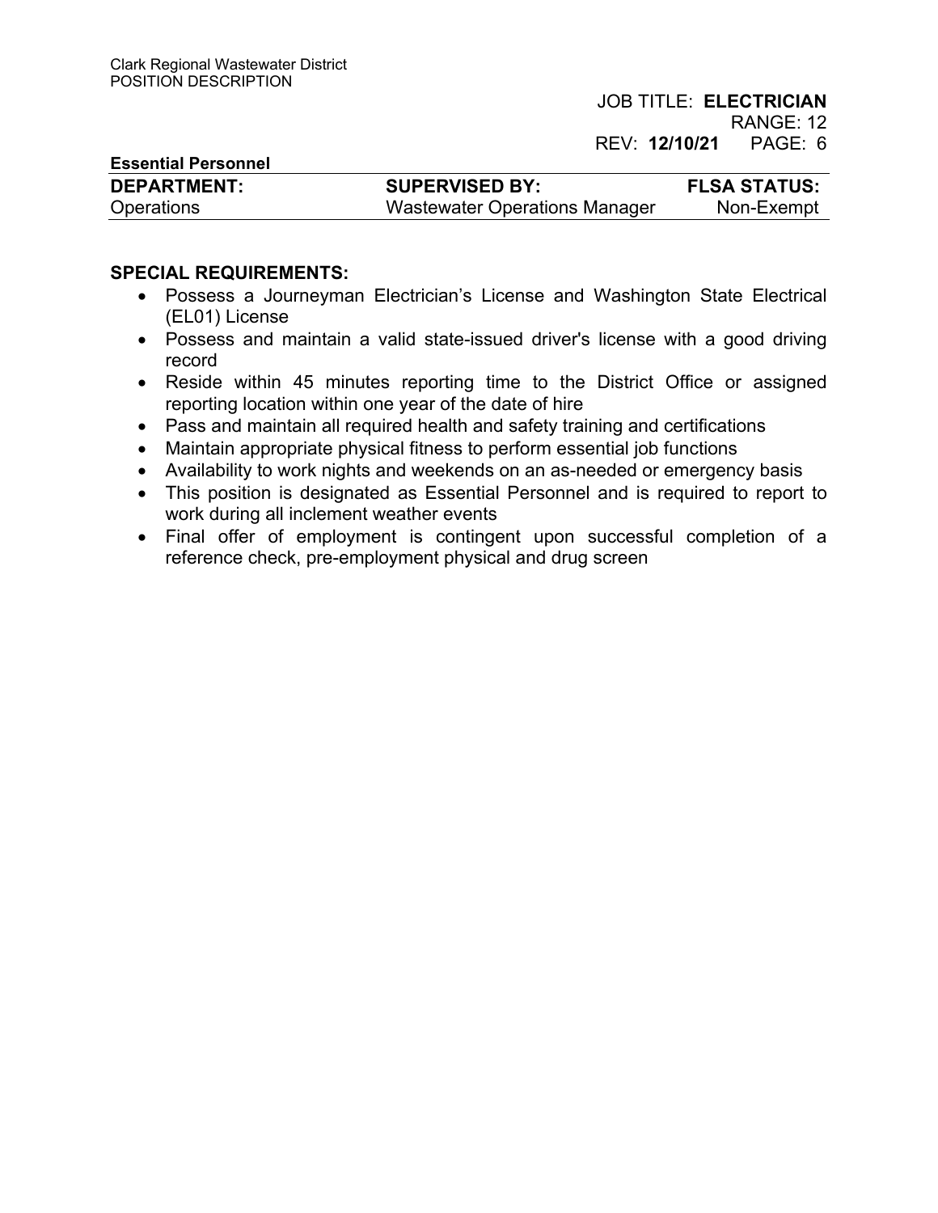**Essential Personnel**

| DEPARTMENT: | SUPERVISED BY: | FLSA STATUS: |
|---|---|---|
| Operations | Wastewater Operations Manager | Non-Exempt |

**SPECIAL REQUIREMENTS:**

- Possess a Journeyman Electrician's License and Washington State Electrical (EL01) License
- Possess and maintain a valid state-issued driver's license with a good driving record
- Reside within 45 minutes reporting time to the District Office or assigned reporting location within one year of the date of hire
- Pass and maintain all required health and safety training and certifications
- Maintain appropriate physical fitness to perform essential job functions
- Availability to work nights and weekends on an as-needed or emergency basis
- This position is designated as Essential Personnel and is required to report to work during all inclement weather events
- Final offer of employment is contingent upon successful completion of a reference check, pre-employment physical and drug screen